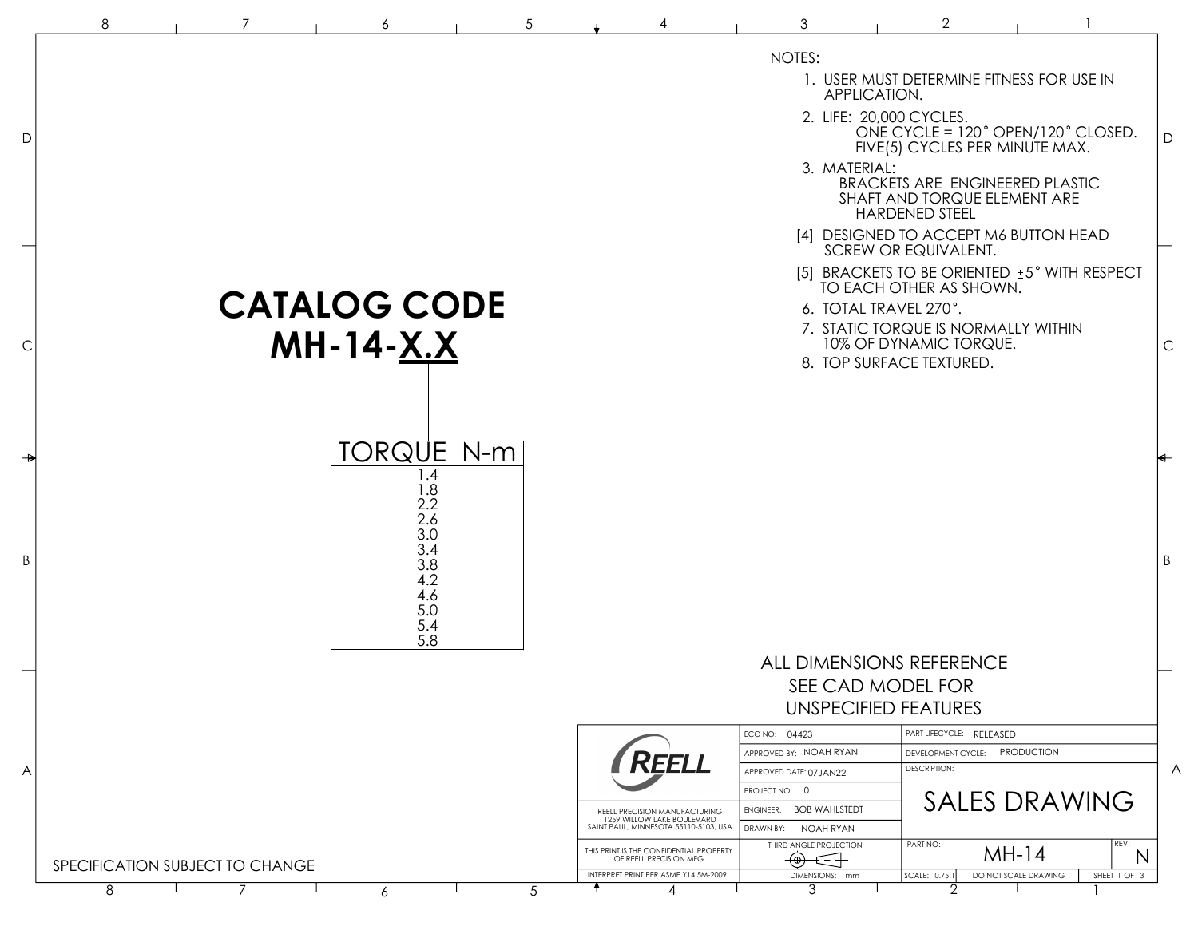# CATALOG CODE
# MH-14-X.X

| TORQUE N-m |
|---|
| 1.4 |
| 1.8 |
| 2.2 |
| 2.6 |
| 3.0 |
| 3.4 |
| 3.8 |
| 4.2 |
| 4.6 |
| 5.0 |
| 5.4 |
| 5.8 |

NOTES:

1. USER MUST DETERMINE FITNESS FOR USE IN APPLICATION.
2. LIFE: 20,000 CYCLES.
   ONE CYCLE = 120° OPEN/120° CLOSED.
   FIVE(5) CYCLES PER MINUTE MAX.
3. MATERIAL:
   BRACKETS ARE ENGINEERED PLASTIC
   SHAFT AND TORQUE ELEMENT ARE HARDENED STEEL

[4] DESIGNED TO ACCEPT M6 BUTTON HEAD SCREW OR EQUIVALENT.

[5] BRACKETS TO BE ORIENTED ±5° WITH RESPECT TO EACH OTHER AS SHOWN.

6. TOTAL TRAVEL 270°.
7. STATIC TORQUE IS NORMALLY WITHIN 10% OF DYNAMIC TORQUE.
8. TOP SURFACE TEXTURED.

ALL DIMENSIONS REFERENCE
SEE CAD MODEL FOR
UNSPECIFIED FEATURES

SPECIFICATION SUBJECT TO CHANGE

| REELL | ECO NO: 04423 | PART LIFECYCLE: RELEASED |
|---|---|---|
| | APPROVED BY: NOAH RYAN | DEVELOPMENT CYCLE: PRODUCTION |
| | APPROVED DATE: 07JAN22 | DESCRIPTION: SALES DRAWING |
| | PROJECT NO: 0 | |
| REELL PRECISION MANUFACTURING 1259 WILLOW LAKE BOULEVARD SAINT PAUL, MINNESOTA 55110-5103, USA | ENGINEER: BOB WAHLSTEDT | |
| | DRAWN BY: NOAH RYAN | |
| THIS PRINT IS THE CONFIDENTIAL PROPERTY OF REELL PRECISION MFG. | THIRD ANGLE PROJECTION | PART NO: MH-14 REV: N |
| INTERPRET PRINT PER ASME Y14.5M-2009 | DIMENSIONS: mm | SCALE: 0.75:1 DO NOT SCALE DRAWING SHEET 1 OF 3 |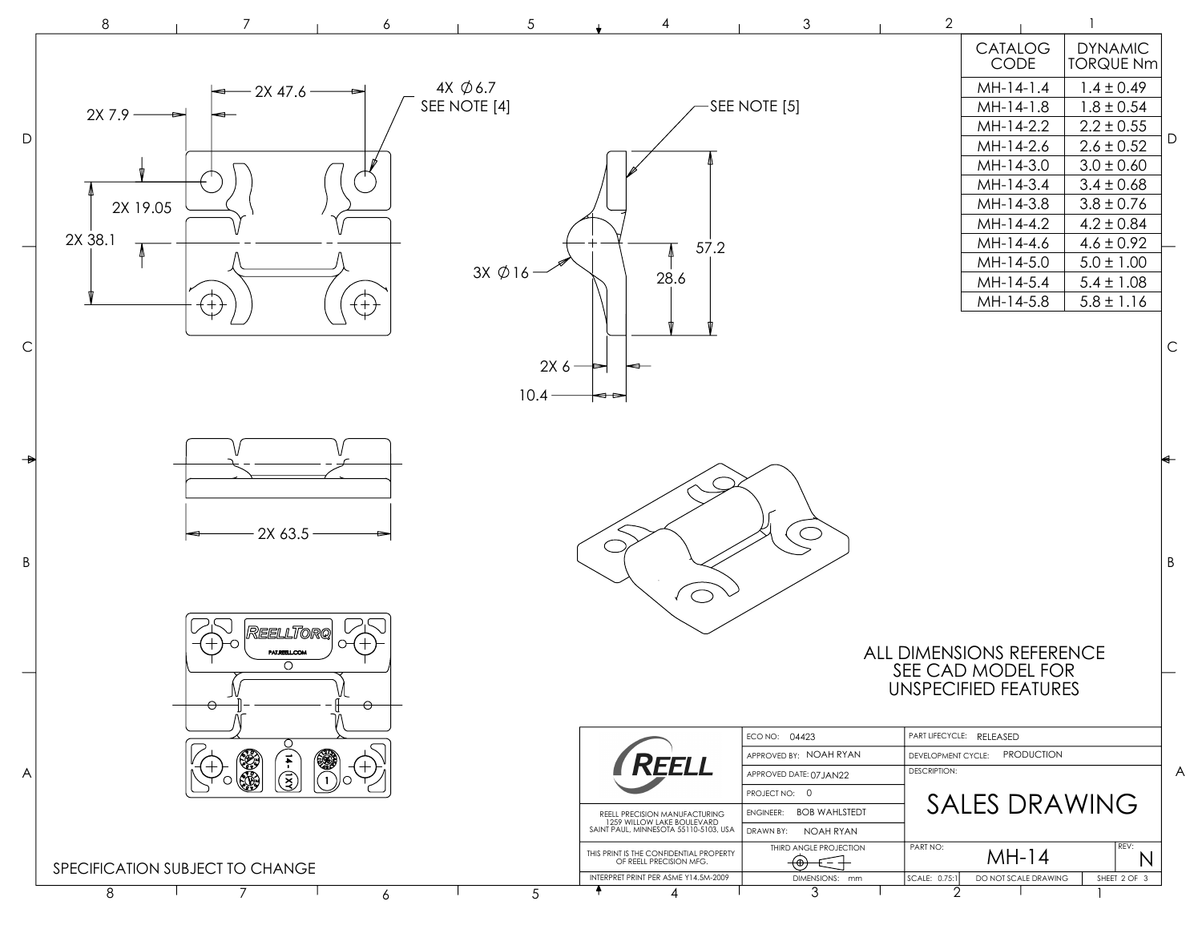| CATALOG CODE | DYNAMIC TORQUE Nm |
|---|---|
| MH-14-1.4 | 1.4 ± 0.49 |
| MH-14-1.8 | 1.8 ± 0.54 |
| MH-14-2.2 | 2.2 ± 0.55 |
| MH-14-2.6 | 2.6 ± 0.52 |
| MH-14-3.0 | 3.0 ± 0.60 |
| MH-14-3.4 | 3.4 ± 0.68 |
| MH-14-3.8 | 3.8 ± 0.76 |
| MH-14-4.2 | 4.2 ± 0.84 |
| MH-14-4.6 | 4.6 ± 0.92 |
| MH-14-5.0 | 5.0 ± 1.00 |
| MH-14-5.4 | 5.4 ± 1.08 |
| MH-14-5.8 | 5.8 ± 1.16 |

2X 47.6

2X 7.9

4X ∅6.7
SEE NOTE [4]

2X 19.05

2X 38.1

SEE NOTE [5]

57.2

28.6

3X ∅16

2X 6

10.4

2X 63.5

REELLTORQ
PAT.REELL.COM

ALL DIMENSIONS REFERENCE
SEE CAD MODEL FOR
UNSPECIFIED FEATURES

SPECIFICATION SUBJECT TO CHANGE

| | | |
|---|---|---|
| REELL | ECO NO: 04423 | PART LIFECYCLE: RELEASED |
| | APPROVED BY: NOAH RYAN | DEVELOPMENT CYCLE: PRODUCTION |
| | APPROVED DATE: 07JAN22 | DESCRIPTION: |
| | PROJECT NO: 0 | SALES DRAWING |
| REELL PRECISION MANUFACTURING 1259 WILLOW LAKE BOULEVARD SAINT PAUL, MINNESOTA 55110-5103, USA | ENGINEER: BOB WAHLSTEDT | |
| | DRAWN BY: NOAH RYAN | |
| THIS PRINT IS THE CONFIDENTIAL PROPERTY OF REELL PRECISION MFG. | THIRD ANGLE PROJECTION | PART NO: MH-14 REV: N |
| INTERPRET PRINT PER ASME Y14.5M-2009 | DIMENSIONS: mm | SCALE: 0.75:1 DO NOT SCALE DRAWING SHEET 2 OF 3 |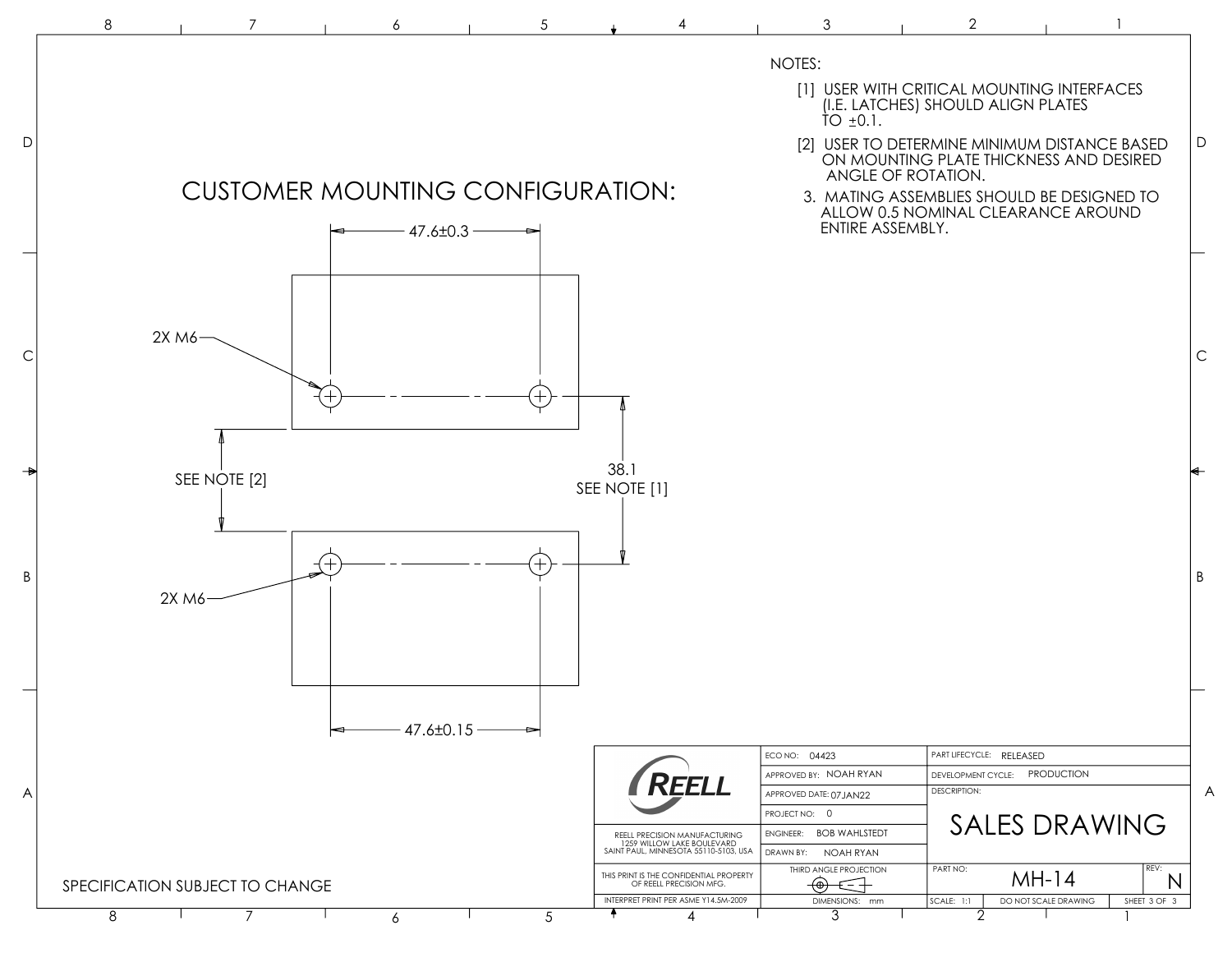NOTES:

[1] USER WITH CRITICAL MOUNTING INTERFACES (I.E. LATCHES) SHOULD ALIGN PLATES TO ±0.1.

[2] USER TO DETERMINE MINIMUM DISTANCE BASED ON MOUNTING PLATE THICKNESS AND DESIRED ANGLE OF ROTATION.

3. MATING ASSEMBLIES SHOULD BE DESIGNED TO ALLOW 0.5 NOMINAL CLEARANCE AROUND ENTIRE ASSEMBLY.

# CUSTOMER MOUNTING CONFIGURATION:

47.6±0.3

2X M6

38.1
SEE NOTE [1]

SEE NOTE [2]

2X M6

47.6±0.15

SPECIFICATION SUBJECT TO CHANGE

| | | |
|---|---|---|
| REELL | ECO NO: 04423 | PART LIFECYCLE: RELEASED |
| | APPROVED BY: NOAH RYAN | DEVELOPMENT CYCLE: PRODUCTION |
| | APPROVED DATE: 07JAN22 | DESCRIPTION: SALES DRAWING |
| | PROJECT NO: 0 | |
| REELL PRECISION MANUFACTURING 1259 WILLOW LAKE BOULEVARD SAINT PAUL, MINNESOTA 55110-5103, USA | ENGINEER: BOB WAHLSTEDT | |
| | DRAWN BY: NOAH RYAN | |
| THIS PRINT IS THE CONFIDENTIAL PROPERTY OF REELL PRECISION MFG. | THIRD ANGLE PROJECTION | PART NO: MH-14 REV: N |
| INTERPRET PRINT PER ASME Y14.5M-2009 | DIMENSIONS: mm | SCALE: 1:1 DO NOT SCALE DRAWING SHEET 3 OF 3 |